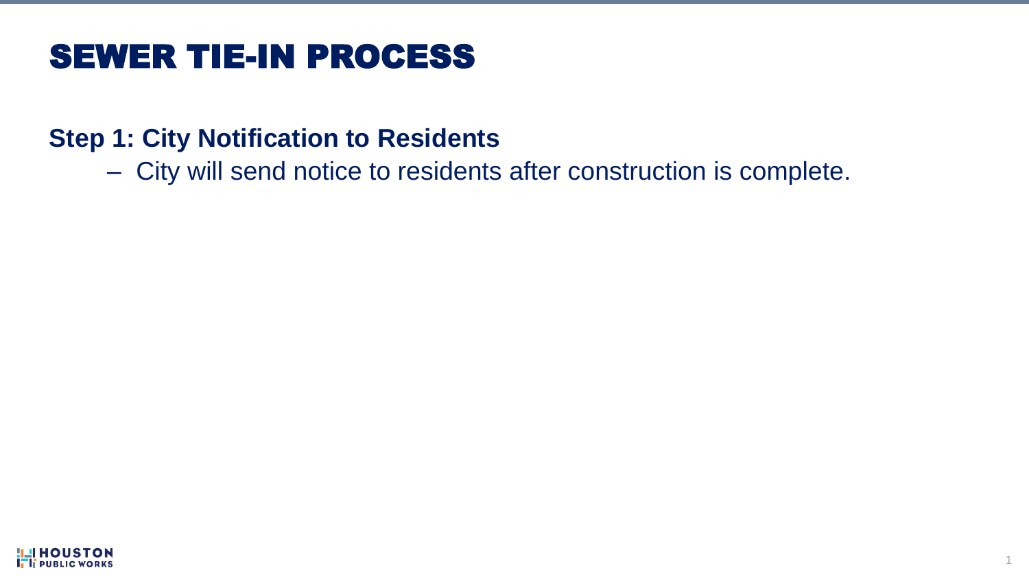# SEWER TIE-IN PROCESS

**Step 1: City Notification to Residents**

- City will send notice to residents after construction is complete.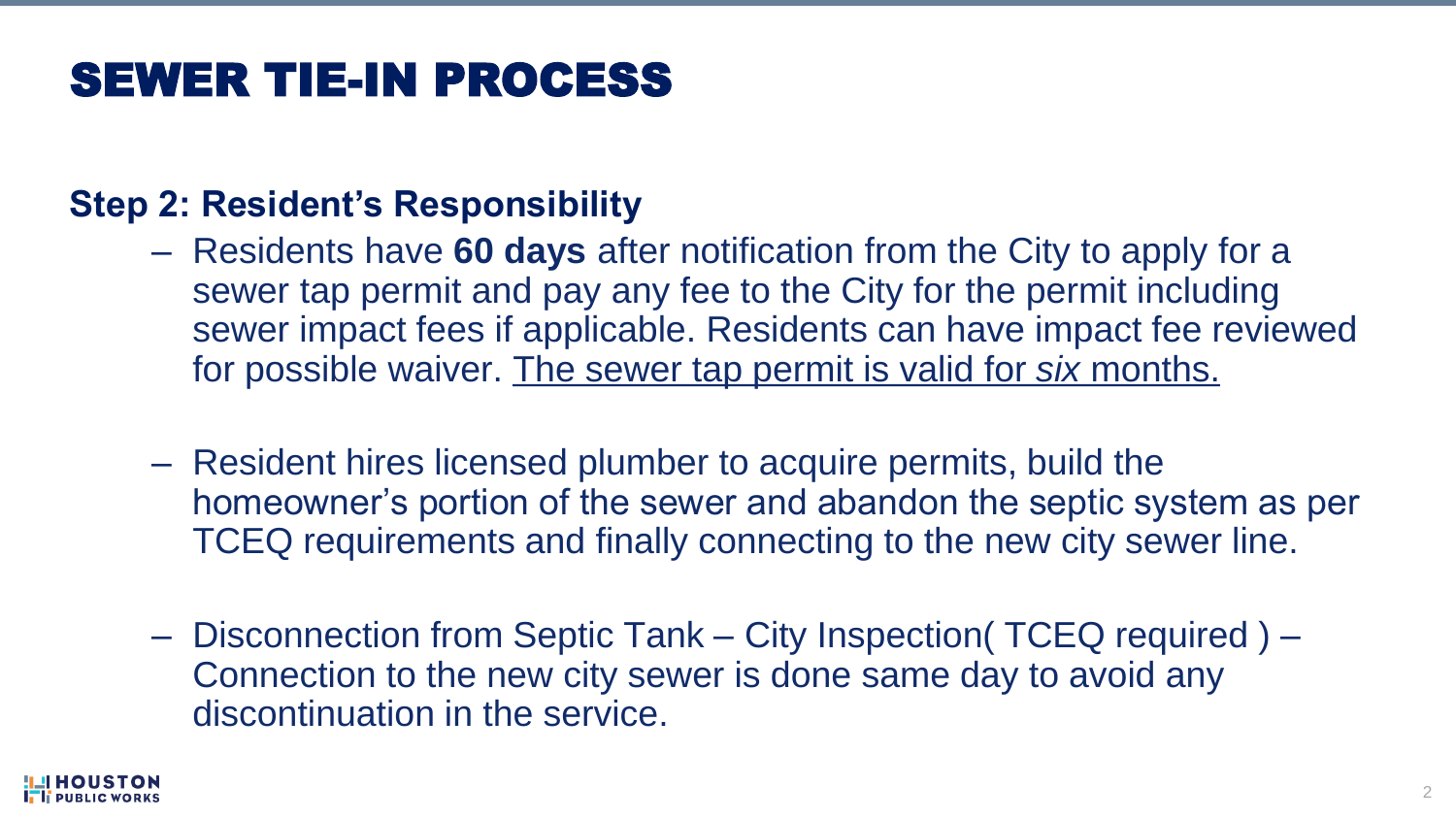# SEWER TIE-IN PROCESS

### Step 2: Resident's Responsibility

- Residents have **60 days** after notification from the City to apply for a sewer tap permit and pay any fee to the City for the permit including sewer impact fees if applicable. Residents can have impact fee reviewed for possible waiver. <u>The sewer tap permit is valid for *six* months.</u>

- Resident hires licensed plumber to acquire permits, build the homeowner's portion of the sewer and abandon the septic system as per TCEQ requirements and finally connecting to the new city sewer line.

- Disconnection from Septic Tank – City Inspection( TCEQ required ) – Connection to the new city sewer is done same day to avoid any discontinuation in the service.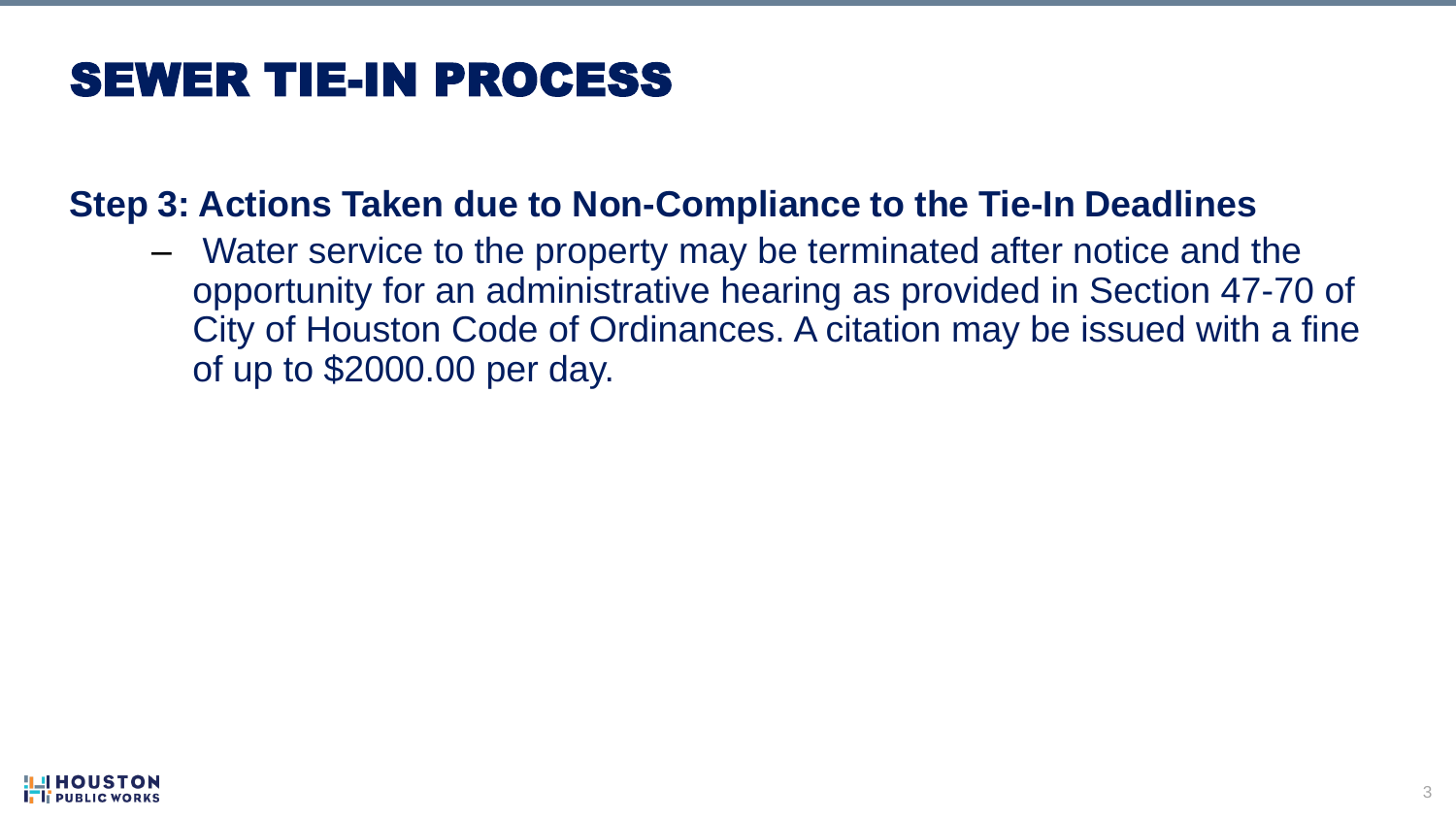# SEWER TIE-IN PROCESS

**Step 3: Actions Taken due to Non-Compliance to the Tie-In Deadlines**

- Water service to the property may be terminated after notice and the opportunity for an administrative hearing as provided in Section 47-70 of City of Houston Code of Ordinances. A citation may be issued with a fine of up to $2000.00 per day.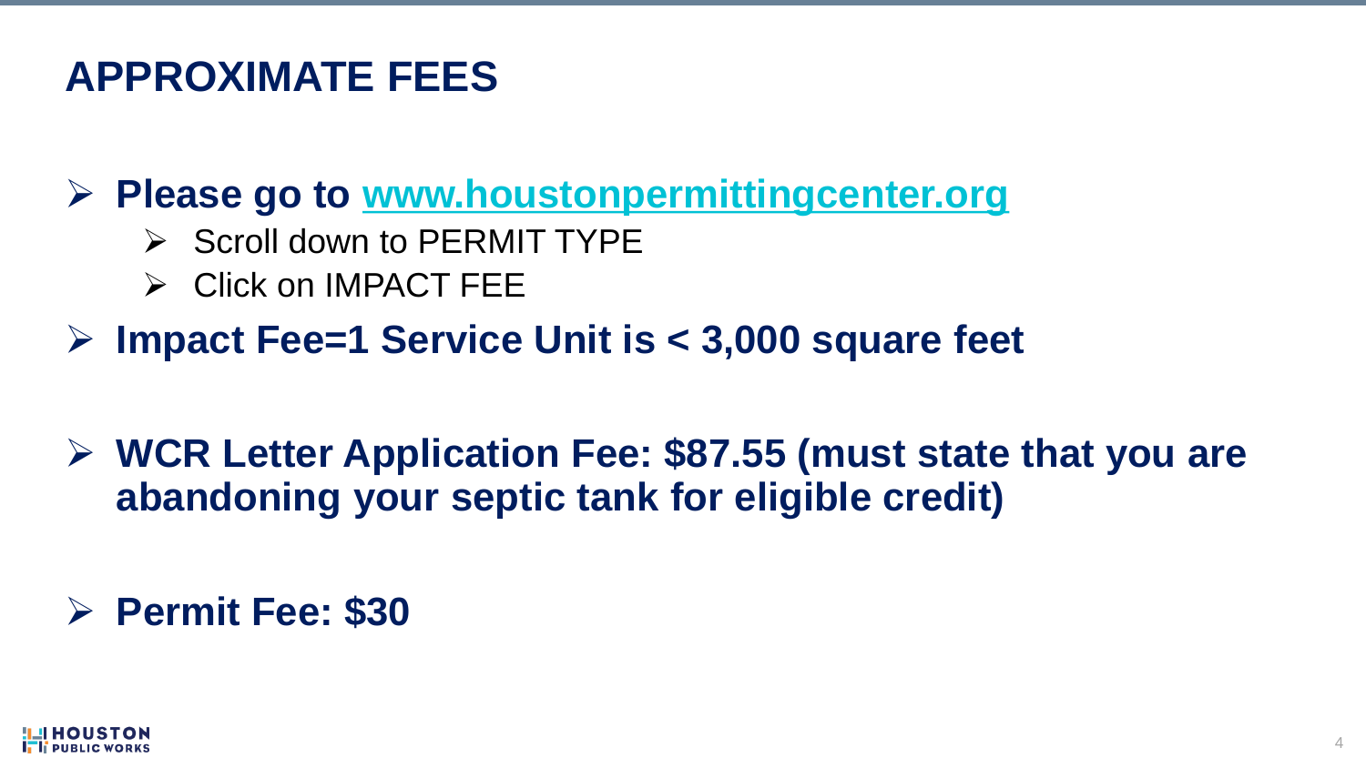# APPROXIMATE FEES

- **Please go to [www.houstonpermittingcenter.org](http://www.houstonpermittingcenter.org)**
  - Scroll down to PERMIT TYPE
  - Click on IMPACT FEE
- **Impact Fee=1 Service Unit is < 3,000 square feet**

- **WCR Letter Application Fee: $87.55 (must state that you are abandoning your septic tank for eligible credit)**

- **Permit Fee: $30**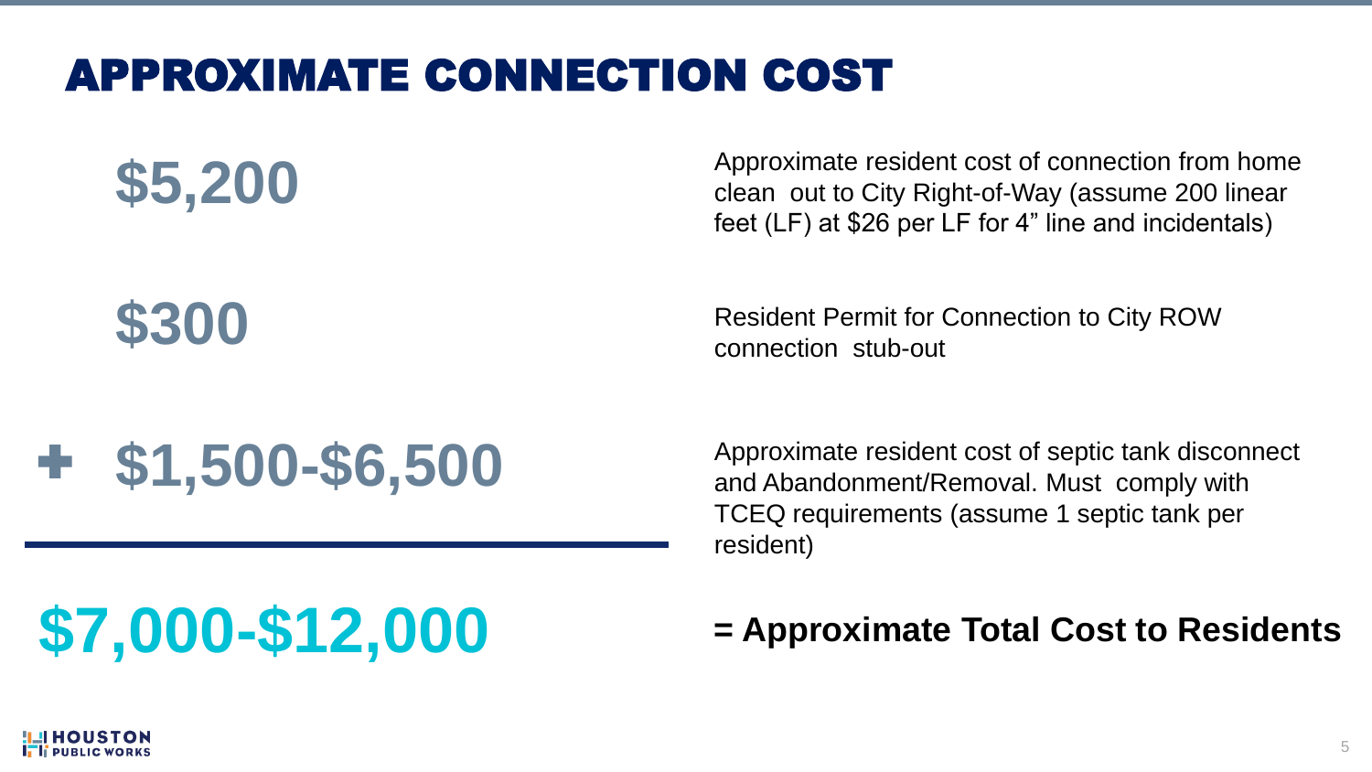# APPROXIMATE CONNECTION COST

**$5,200**

Approximate resident cost of connection from home clean out to City Right-of-Way (assume 200 linear feet (LF) at $26 per LF for 4” line and incidentals)

**$300**

Resident Permit for Connection to City ROW connection stub-out

**+ $1,500-$6,500**

Approximate resident cost of septic tank disconnect and Abandonment/Removal. Must comply with TCEQ requirements (assume 1 septic tank per resident)

---

**$7,000-$12,000**

**= Approximate Total Cost to Residents**